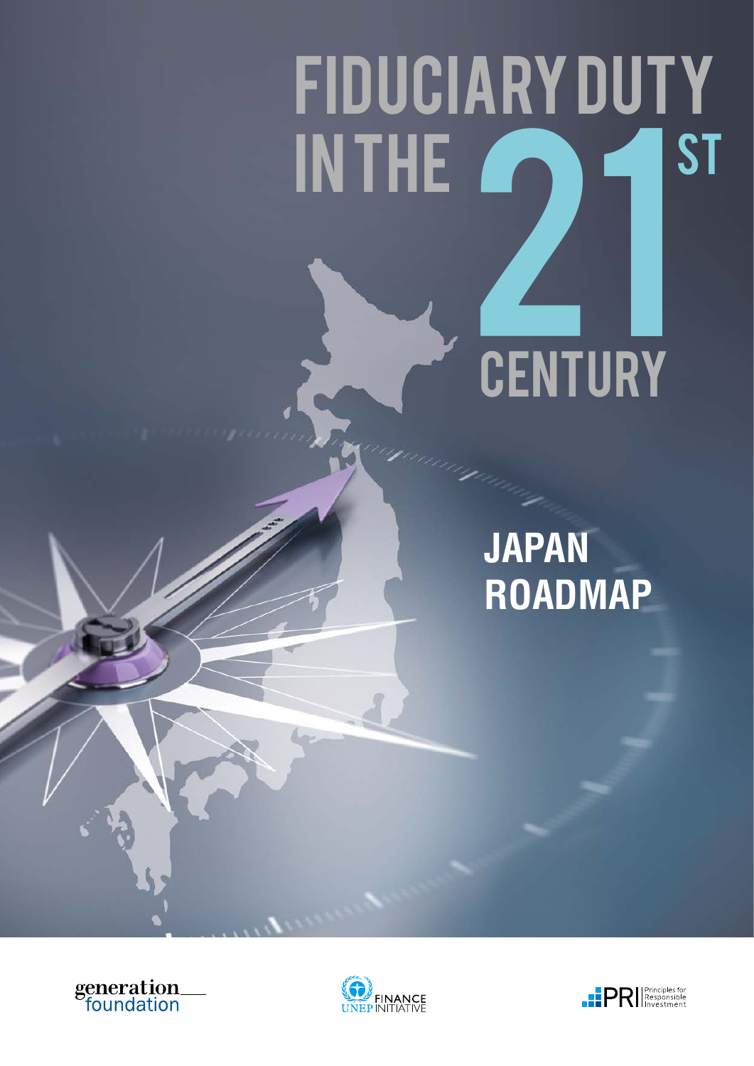# FIDUCIARY DUTY IN THE 21ST CENTURY

## JAPAN ROADMAP

generation foundation

UNEP FINANCE INITIATIVE

PRI Principles for Responsible Investment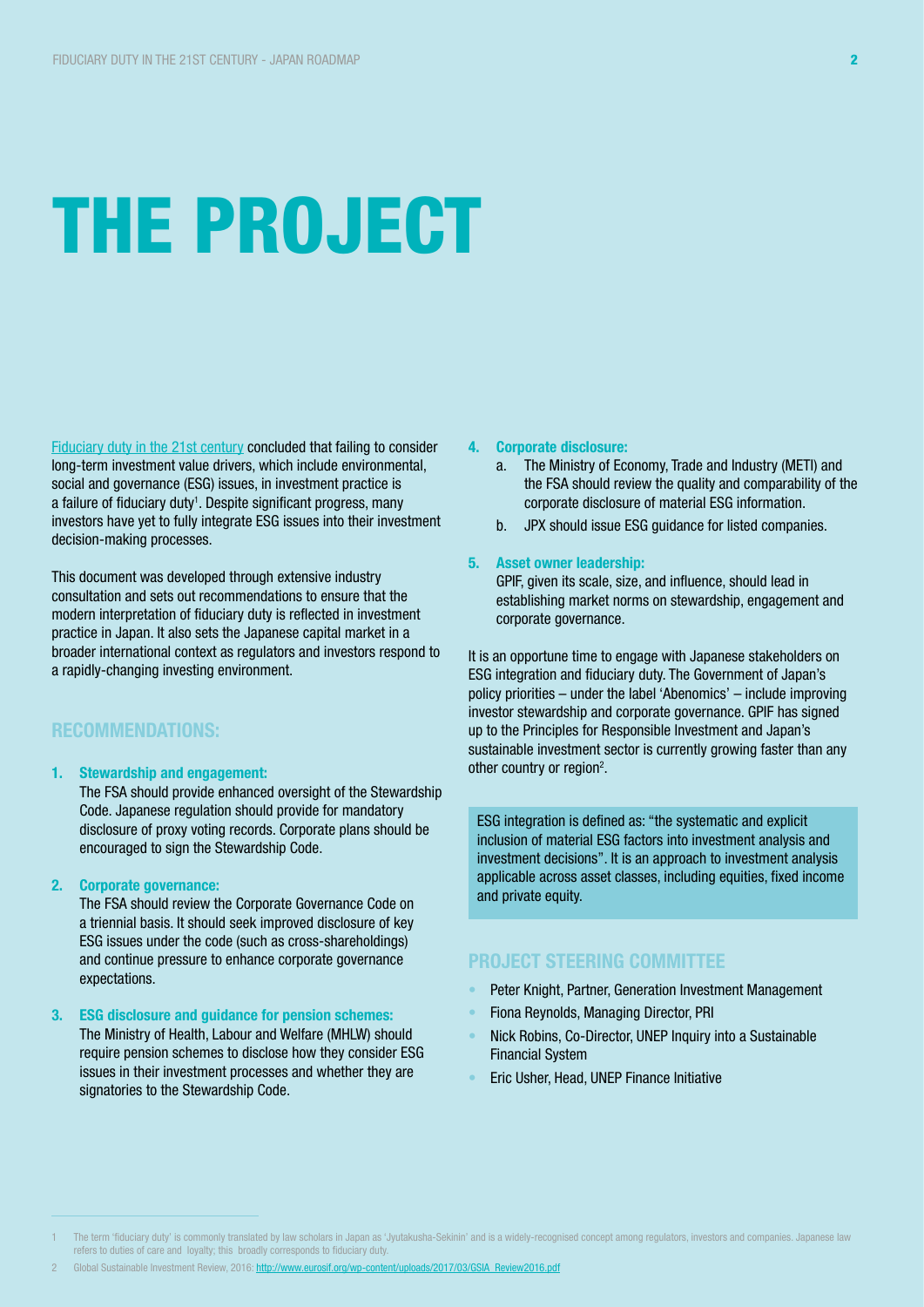# THE PROJECT

Fiduciary duty in the 21st century concluded that failing to consider long-term investment value drivers, which include environmental, social and governance (ESG) issues, in investment practice is a failure of fiduciary duty[1]. Despite significant progress, many investors have yet to fully integrate ESG issues into their investment decision-making processes.

This document was developed through extensive industry consultation and sets out recommendations to ensure that the modern interpretation of fiduciary duty is reflected in investment practice in Japan. It also sets the Japanese capital market in a broader international context as regulators and investors respond to a rapidly-changing investing environment.

## RECOMMENDATIONS:

1. **Stewardship and engagement:**
   The FSA should provide enhanced oversight of the Stewardship Code. Japanese regulation should provide for mandatory disclosure of proxy voting records. Corporate plans should be encouraged to sign the Stewardship Code.

2. **Corporate governance:**
   The FSA should review the Corporate Governance Code on a triennial basis. It should seek improved disclosure of key ESG issues under the code (such as cross-shareholdings) and continue pressure to enhance corporate governance expectations.

3. **ESG disclosure and guidance for pension schemes:**
   The Ministry of Health, Labour and Welfare (MHLW) should require pension schemes to disclose how they consider ESG issues in their investment processes and whether they are signatories to the Stewardship Code.

4. **Corporate disclosure:**
   a. The Ministry of Economy, Trade and Industry (METI) and the FSA should review the quality and comparability of the corporate disclosure of material ESG information.
   b. JPX should issue ESG guidance for listed companies.

5. **Asset owner leadership:**
   GPIF, given its scale, size, and influence, should lead in establishing market norms on stewardship, engagement and corporate governance.

It is an opportune time to engage with Japanese stakeholders on ESG integration and fiduciary duty. The Government of Japan's policy priorities – under the label 'Abenomics' – include improving investor stewardship and corporate governance. GPIF has signed up to the Principles for Responsible Investment and Japan's sustainable investment sector is currently growing faster than any other country or region[2].

ESG integration is defined as: "the systematic and explicit inclusion of material ESG factors into investment analysis and investment decisions". It is an approach to investment analysis applicable across asset classes, including equities, fixed income and private equity.

## PROJECT STEERING COMMITTEE

- Peter Knight, Partner, Generation Investment Management
- Fiona Reynolds, Managing Director, PRI
- Nick Robins, Co-Director, UNEP Inquiry into a Sustainable Financial System
- Eric Usher, Head, UNEP Finance Initiative

---

1 The term 'fiduciary duty' is commonly translated by law scholars in Japan as 'Jyutakusha-Sekinin' and is a widely-recognised concept among regulators, investors and companies. Japanese law refers to duties of care and loyalty; this broadly corresponds to fiduciary duty.

2 Global Sustainable Investment Review, 2016: http://www.eurosif.org/wp-content/uploads/2017/03/GSIA_Review2016.pdf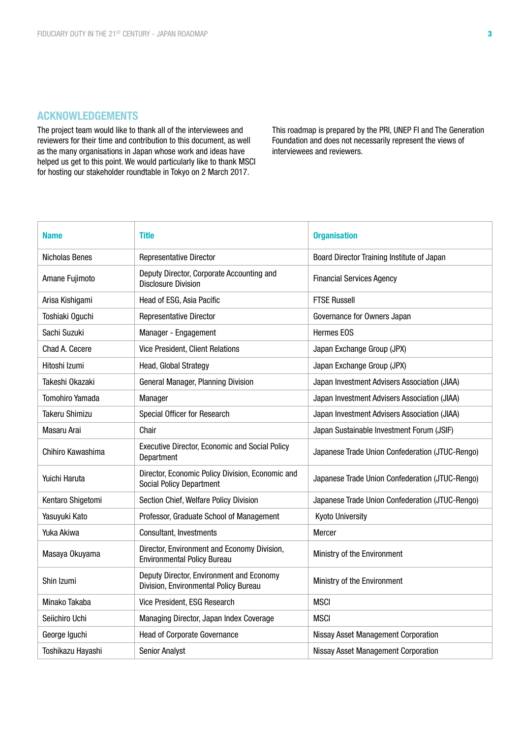## ACKNOWLEDGEMENTS

The project team would like to thank all of the interviewees and reviewers for their time and contribution to this document, as well as the many organisations in Japan whose work and ideas have helped us get to this point. We would particularly like to thank MSCI for hosting our stakeholder roundtable in Tokyo on 2 March 2017.

This roadmap is prepared by the PRI, UNEP FI and The Generation Foundation and does not necessarily represent the views of interviewees and reviewers.

| Name | Title | Organisation |
|---|---|---|
| Nicholas Benes | Representative Director | Board Director Training Institute of Japan |
| Amane Fujimoto | Deputy Director, Corporate Accounting and Disclosure Division | Financial Services Agency |
| Arisa Kishigami | Head of ESG, Asia Pacific | FTSE Russell |
| Toshiaki Oguchi | Representative Director | Governance for Owners Japan |
| Sachi Suzuki | Manager - Engagement | Hermes EOS |
| Chad A. Cecere | Vice President, Client Relations | Japan Exchange Group (JPX) |
| Hitoshi Izumi | Head, Global Strategy | Japan Exchange Group (JPX) |
| Takeshi Okazaki | General Manager, Planning Division | Japan Investment Advisers Association (JIAA) |
| Tomohiro Yamada | Manager | Japan Investment Advisers Association (JIAA) |
| Takeru Shimizu | Special Officer for Research | Japan Investment Advisers Association (JIAA) |
| Masaru Arai | Chair | Japan Sustainable Investment Forum (JSIF) |
| Chihiro Kawashima | Executive Director, Economic and Social Policy Department | Japanese Trade Union Confederation (JTUC-Rengo) |
| Yuichi Haruta | Director, Economic Policy Division, Economic and Social Policy Department | Japanese Trade Union Confederation (JTUC-Rengo) |
| Kentaro Shigetomi | Section Chief, Welfare Policy Division | Japanese Trade Union Confederation (JTUC-Rengo) |
| Yasuyuki Kato | Professor, Graduate School of Management | Kyoto University |
| Yuka Akiwa | Consultant, Investments | Mercer |
| Masaya Okuyama | Director, Environment and Economy Division, Environmental Policy Bureau | Ministry of the Environment |
| Shin Izumi | Deputy Director, Environment and Economy Division, Environmental Policy Bureau | Ministry of the Environment |
| Minako Takaba | Vice President, ESG Research | MSCI |
| Seiichiro Uchi | Managing Director, Japan Index Coverage | MSCI |
| George Iguchi | Head of Corporate Governance | Nissay Asset Management Corporation |
| Toshikazu Hayashi | Senior Analyst | Nissay Asset Management Corporation |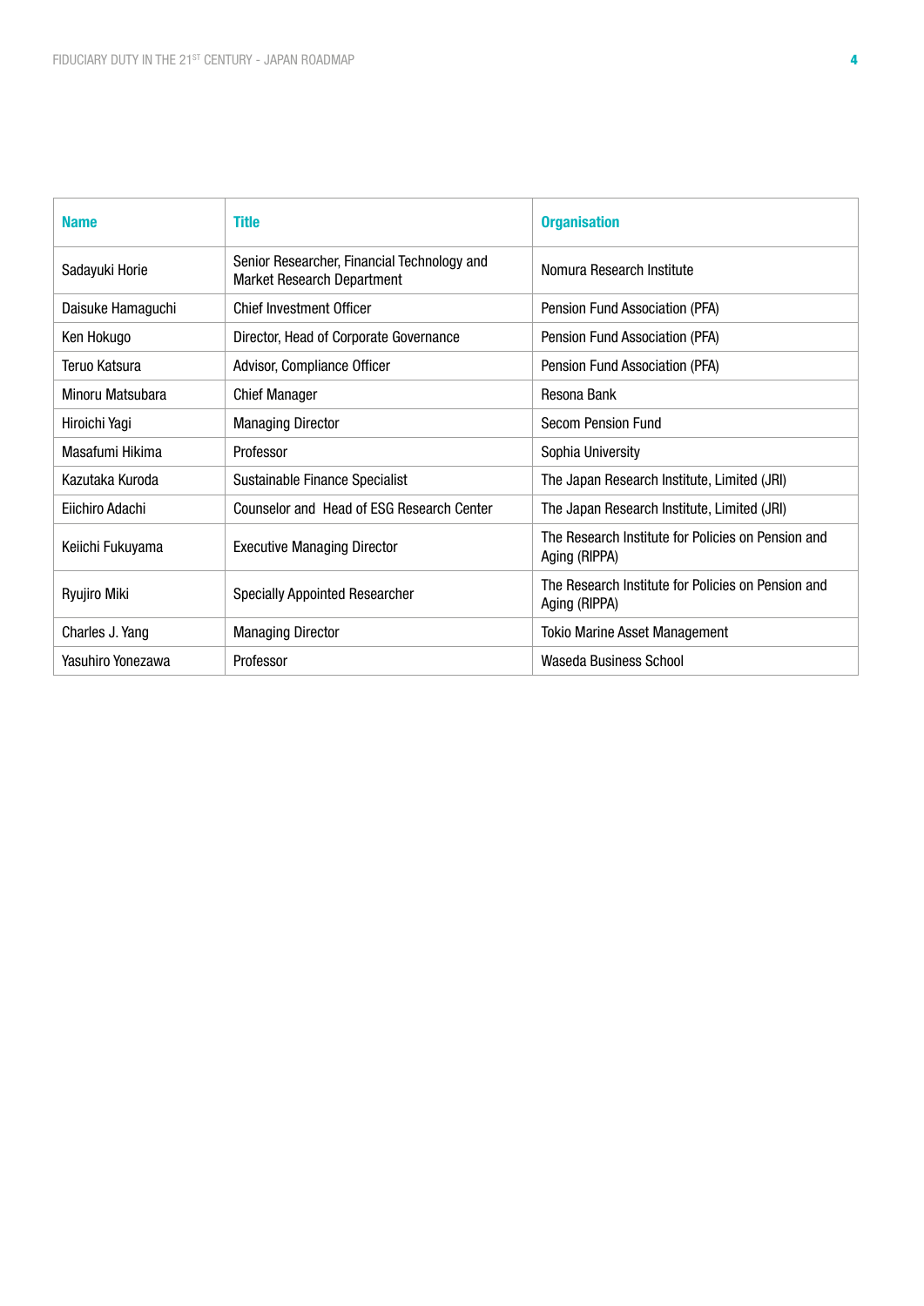| Name | Title | Organisation |
|---|---|---|
| Sadayuki Horie | Senior Researcher, Financial Technology and Market Research Department | Nomura Research Institute |
| Daisuke Hamaguchi | Chief Investment Officer | Pension Fund Association (PFA) |
| Ken Hokugo | Director, Head of Corporate Governance | Pension Fund Association (PFA) |
| Teruo Katsura | Advisor, Compliance Officer | Pension Fund Association (PFA) |
| Minoru Matsubara | Chief Manager | Resona Bank |
| Hiroichi Yagi | Managing Director | Secom Pension Fund |
| Masafumi Hikima | Professor | Sophia University |
| Kazutaka Kuroda | Sustainable Finance Specialist | The Japan Research Institute, Limited (JRI) |
| Eiichiro Adachi | Counselor and Head of ESG Research Center | The Japan Research Institute, Limited (JRI) |
| Keiichi Fukuyama | Executive Managing Director | The Research Institute for Policies on Pension and Aging (RIPPA) |
| Ryujiro Miki | Specially Appointed Researcher | The Research Institute for Policies on Pension and Aging (RIPPA) |
| Charles J. Yang | Managing Director | Tokio Marine Asset Management |
| Yasuhiro Yonezawa | Professor | Waseda Business School |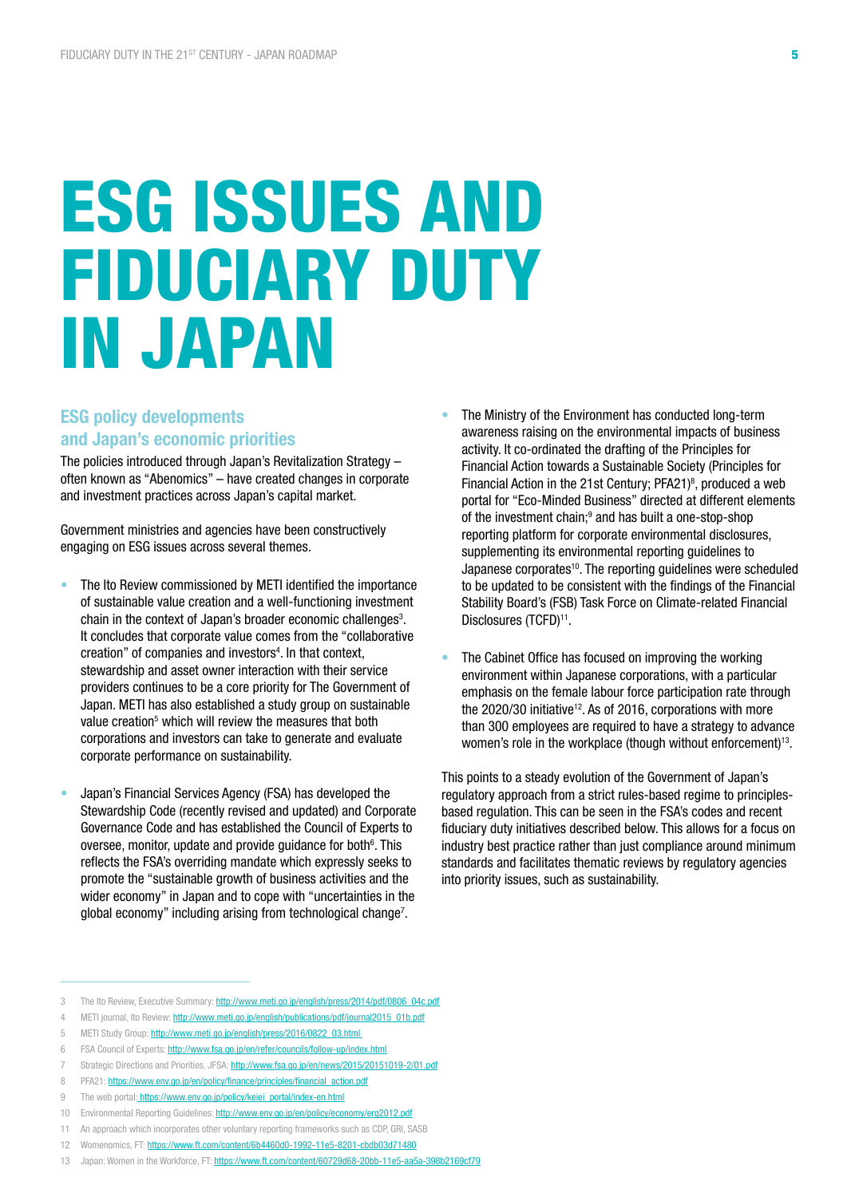# ESG ISSUES AND FIDUCIARY DUTY IN JAPAN

## ESG policy developments and Japan's economic priorities

The policies introduced through Japan's Revitalization Strategy – often known as "Abenomics" – have created changes in corporate and investment practices across Japan's capital market.

Government ministries and agencies have been constructively engaging on ESG issues across several themes.

- The Ito Review commissioned by METI identified the importance of sustainable value creation and a well-functioning investment chain in the context of Japan's broader economic challenges[3]. It concludes that corporate value comes from the "collaborative creation" of companies and investors[4]. In that context, stewardship and asset owner interaction with their service providers continues to be a core priority for The Government of Japan. METI has also established a study group on sustainable value creation[5] which will review the measures that both corporations and investors can take to generate and evaluate corporate performance on sustainability.

- Japan's Financial Services Agency (FSA) has developed the Stewardship Code (recently revised and updated) and Corporate Governance Code and has established the Council of Experts to oversee, monitor, update and provide guidance for both[6]. This reflects the FSA's overriding mandate which expressly seeks to promote the "sustainable growth of business activities and the wider economy" in Japan and to cope with "uncertainties in the global economy" including arising from technological change[7].

- The Ministry of the Environment has conducted long-term awareness raising on the environmental impacts of business activity. It co-ordinated the drafting of the Principles for Financial Action towards a Sustainable Society (Principles for Financial Action in the 21st Century; PFA21)[8], produced a web portal for "Eco-Minded Business" directed at different elements of the investment chain;[9] and has built a one-stop-shop reporting platform for corporate environmental disclosures, supplementing its environmental reporting guidelines to Japanese corporates[10]. The reporting guidelines were scheduled to be updated to be consistent with the findings of the Financial Stability Board's (FSB) Task Force on Climate-related Financial Disclosures (TCFD)[11].

- The Cabinet Office has focused on improving the working environment within Japanese corporations, with a particular emphasis on the female labour force participation rate through the 2020/30 initiative[12]. As of 2016, corporations with more than 300 employees are required to have a strategy to advance women's role in the workplace (though without enforcement)[13].

This points to a steady evolution of the Government of Japan's regulatory approach from a strict rules-based regime to principles-based regulation. This can be seen in the FSA's codes and recent fiduciary duty initiatives described below. This allows for a focus on industry best practice rather than just compliance around minimum standards and facilitates thematic reviews by regulatory agencies into priority issues, such as sustainability.

---

3 The Ito Review, Executive Summary: http://www.meti.go.jp/english/press/2014/pdf/0806_04c.pdf

4 METI journal, Ito Review: http://www.meti.go.jp/english/publications/pdf/journal2015_01b.pdf

5 METI Study Group: http://www.meti.go.jp/english/press/2016/0822_03.html

6 FSA Council of Experts: http://www.fsa.go.jp/en/refer/councils/follow-up/index.html

7 Strategic Directions and Priorities, JFSA: http://www.fsa.go.jp/en/news/2015/20151019-2/01.pdf

8 PFA21: https://www.env.go.jp/en/policy/finance/principles/financial_action.pdf

9 The web portal: https://www.env.go.jp/policy/keiei_portal/index-en.html

10 Environmental Reporting Guidelines: http://www.env.go.jp/en/policy/economy/erg2012.pdf

11 An approach which incorporates other voluntary reporting frameworks such as CDP, GRI, SASB

12 Womenomics, FT: https://www.ft.com/content/6b4460d0-1992-11e5-8201-cbdb03d71480

13 Japan: Women in the Workforce, FT: https://www.ft.com/content/60729d68-20bb-11e5-aa5a-398b2169cf79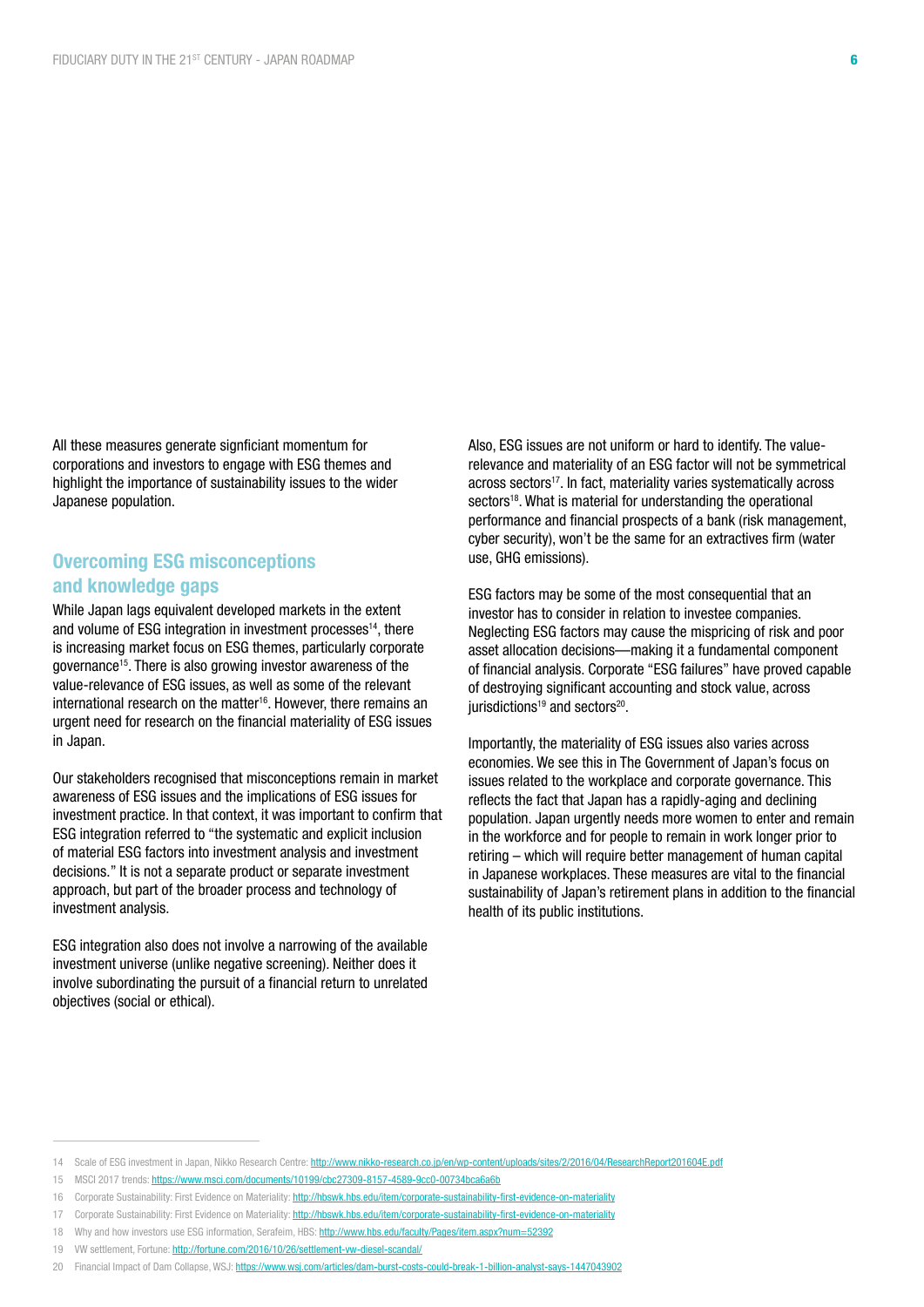All these measures generate signficiant momentum for corporations and investors to engage with ESG themes and highlight the importance of sustainability issues to the wider Japanese population.

## Overcoming ESG misconceptions and knowledge gaps

While Japan lags equivalent developed markets in the extent and volume of ESG integration in investment processes[14], there is increasing market focus on ESG themes, particularly corporate governance[15]. There is also growing investor awareness of the value-relevance of ESG issues, as well as some of the relevant international research on the matter[16]. However, there remains an urgent need for research on the financial materiality of ESG issues in Japan.

Our stakeholders recognised that misconceptions remain in market awareness of ESG issues and the implications of ESG issues for investment practice. In that context, it was important to confirm that ESG integration referred to "the systematic and explicit inclusion of material ESG factors into investment analysis and investment decisions." It is not a separate product or separate investment approach, but part of the broader process and technology of investment analysis.

ESG integration also does not involve a narrowing of the available investment universe (unlike negative screening). Neither does it involve subordinating the pursuit of a financial return to unrelated objectives (social or ethical).

Also, ESG issues are not uniform or hard to identify. The value-relevance and materiality of an ESG factor will not be symmetrical across sectors[17]. In fact, materiality varies systematically across sectors[18]. What is material for understanding the operational performance and financial prospects of a bank (risk management, cyber security), won't be the same for an extractives firm (water use, GHG emissions).

ESG factors may be some of the most consequential that an investor has to consider in relation to investee companies. Neglecting ESG factors may cause the mispricing of risk and poor asset allocation decisions—making it a fundamental component of financial analysis. Corporate "ESG failures" have proved capable of destroying significant accounting and stock value, across jurisdictions[19] and sectors[20].

Importantly, the materiality of ESG issues also varies across economies. We see this in The Government of Japan's focus on issues related to the workplace and corporate governance. This reflects the fact that Japan has a rapidly-aging and declining population. Japan urgently needs more women to enter and remain in the workforce and for people to remain in work longer prior to retiring – which will require better management of human capital in Japanese workplaces. These measures are vital to the financial sustainability of Japan's retirement plans in addition to the financial health of its public institutions.

---

14 Scale of ESG investment in Japan, Nikko Research Centre: http://www.nikko-research.co.jp/en/wp-content/uploads/sites/2/2016/04/ResearchReport201604E.pdf

15 MSCI 2017 trends: https://www.msci.com/documents/10199/cbc27309-8157-4589-9cc0-00734bca6a6b

16 Corporate Sustainability: First Evidence on Materiality: http://hbswk.hbs.edu/item/corporate-sustainability-first-evidence-on-materiality

17 Corporate Sustainability: First Evidence on Materiality: http://hbswk.hbs.edu/item/corporate-sustainability-first-evidence-on-materiality

18 Why and how investors use ESG information, Serafeim, HBS: http://www.hbs.edu/faculty/Pages/item.aspx?num=52392

19 VW settlement, Fortune: http://fortune.com/2016/10/26/settlement-vw-diesel-scandal/

20 Financial Impact of Dam Collapse, WSJ: https://www.wsj.com/articles/dam-burst-costs-could-break-1-billion-analyst-says-1447043902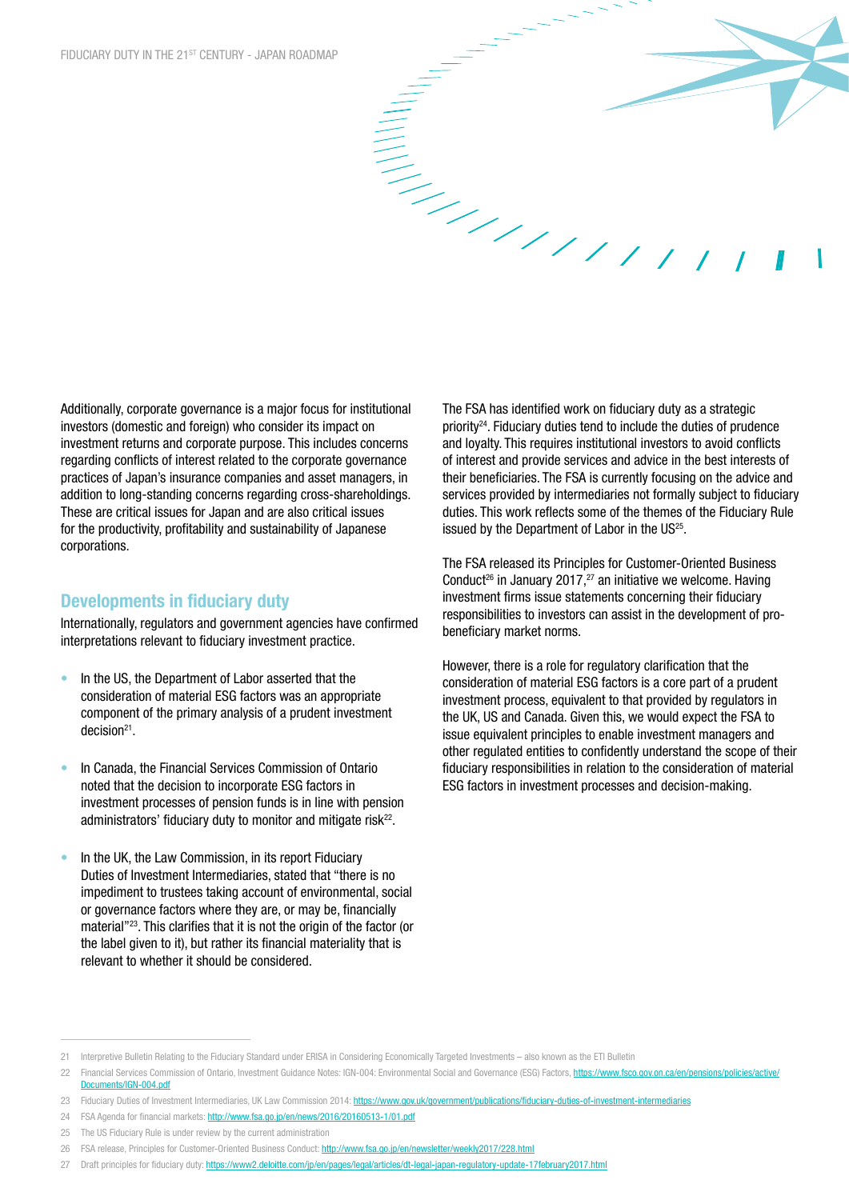Additionally, corporate governance is a major focus for institutional investors (domestic and foreign) who consider its impact on investment returns and corporate purpose. This includes concerns regarding conflicts of interest related to the corporate governance practices of Japan's insurance companies and asset managers, in addition to long-standing concerns regarding cross-shareholdings. These are critical issues for Japan and are also critical issues for the productivity, profitability and sustainability of Japanese corporations.

## Developments in fiduciary duty

Internationally, regulators and government agencies have confirmed interpretations relevant to fiduciary investment practice.

- In the US, the Department of Labor asserted that the consideration of material ESG factors was an appropriate component of the primary analysis of a prudent investment decision[21].
- In Canada, the Financial Services Commission of Ontario noted that the decision to incorporate ESG factors in investment processes of pension funds is in line with pension administrators' fiduciary duty to monitor and mitigate risk[22].
- In the UK, the Law Commission, in its report Fiduciary Duties of Investment Intermediaries, stated that "there is no impediment to trustees taking account of environmental, social or governance factors where they are, or may be, financially material"[23]. This clarifies that it is not the origin of the factor (or the label given to it), but rather its financial materiality that is relevant to whether it should be considered.

The FSA has identified work on fiduciary duty as a strategic priority[24]. Fiduciary duties tend to include the duties of prudence and loyalty. This requires institutional investors to avoid conflicts of interest and provide services and advice in the best interests of their beneficiaries. The FSA is currently focusing on the advice and services provided by intermediaries not formally subject to fiduciary duties. This work reflects some of the themes of the Fiduciary Rule issued by the Department of Labor in the US[25].

The FSA released its Principles for Customer-Oriented Business Conduct[26] in January 2017,[27] an initiative we welcome. Having investment firms issue statements concerning their fiduciary responsibilities to investors can assist in the development of pro-beneficiary market norms.

However, there is a role for regulatory clarification that the consideration of material ESG factors is a core part of a prudent investment process, equivalent to that provided by regulators in the UK, US and Canada. Given this, we would expect the FSA to issue equivalent principles to enable investment managers and other regulated entities to confidently understand the scope of their fiduciary responsibilities in relation to the consideration of material ESG factors in investment processes and decision-making.

---

21 Interpretive Bulletin Relating to the Fiduciary Standard under ERISA in Considering Economically Targeted Investments – also known as the ETI Bulletin

22 Financial Services Commission of Ontario, Investment Guidance Notes: IGN-004: Environmental Social and Governance (ESG) Factors, https://www.fsco.gov.on.ca/en/pensions/policies/active/Documents/IGN-004.pdf

23 Fiduciary Duties of Investment Intermediaries, UK Law Commission 2014: https://www.gov.uk/government/publications/fiduciary-duties-of-investment-intermediaries

24 FSA Agenda for financial markets: http://www.fsa.go.jp/en/news/2016/20160513-1/01.pdf

25 The US Fiduciary Rule is under review by the current administration

26 FSA release, Principles for Customer-Oriented Business Conduct: http://www.fsa.go.jp/en/newsletter/weekly2017/228.html

27 Draft principles for fiduciary duty: https://www2.deloitte.com/jp/en/pages/legal/articles/dt-legal-japan-regulatory-update-17february2017.html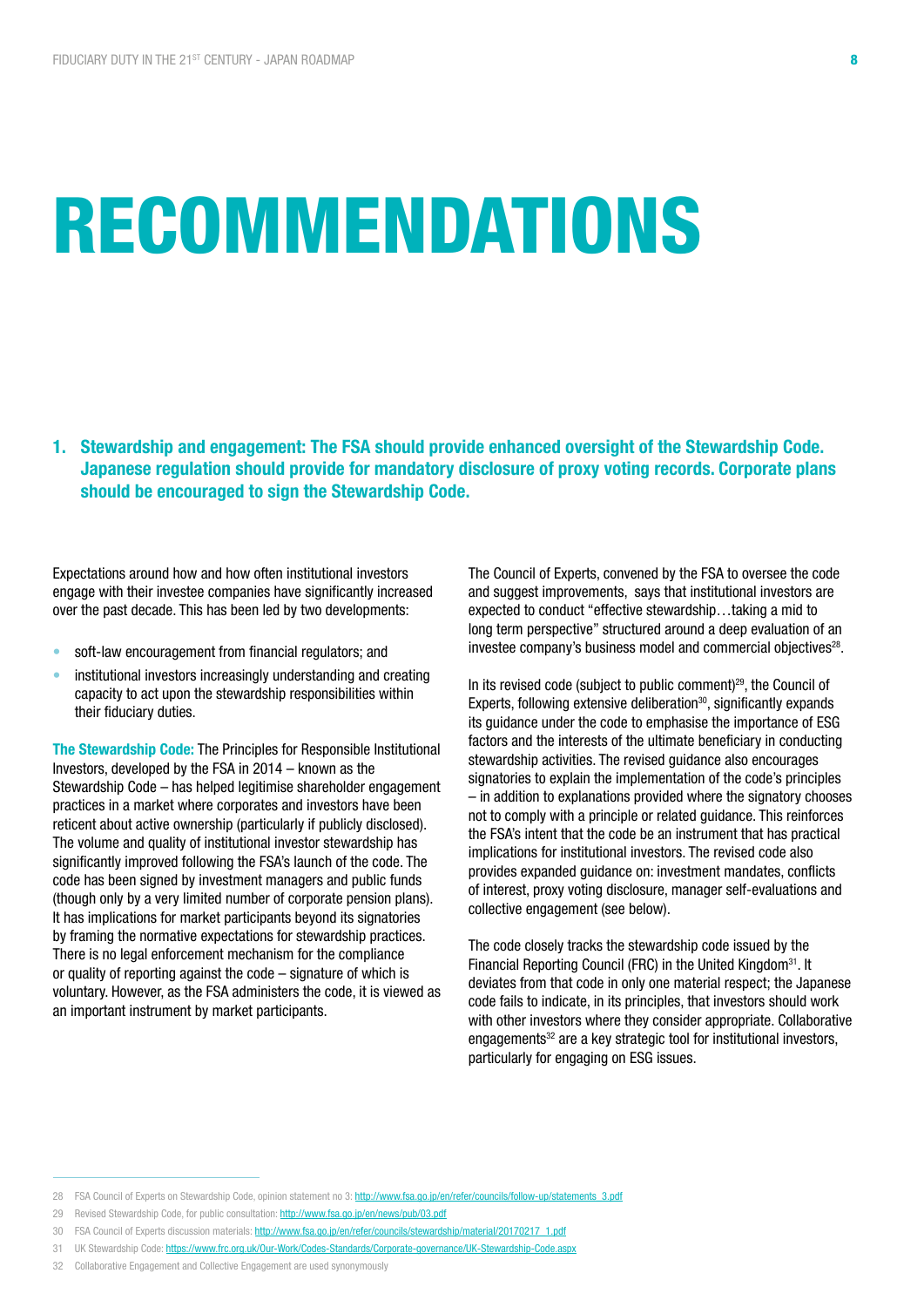# RECOMMENDATIONS

## 1. Stewardship and engagement: The FSA should provide enhanced oversight of the Stewardship Code. Japanese regulation should provide for mandatory disclosure of proxy voting records. Corporate plans should be encouraged to sign the Stewardship Code.

Expectations around how and how often institutional investors engage with their investee companies have significantly increased over the past decade. This has been led by two developments:

- soft-law encouragement from financial regulators; and
- institutional investors increasingly understanding and creating capacity to act upon the stewardship responsibilities within their fiduciary duties.

**The Stewardship Code:** The Principles for Responsible Institutional Investors, developed by the FSA in 2014 – known as the Stewardship Code – has helped legitimise shareholder engagement practices in a market where corporates and investors have been reticent about active ownership (particularly if publicly disclosed). The volume and quality of institutional investor stewardship has significantly improved following the FSA's launch of the code. The code has been signed by investment managers and public funds (though only by a very limited number of corporate pension plans). It has implications for market participants beyond its signatories by framing the normative expectations for stewardship practices. There is no legal enforcement mechanism for the compliance or quality of reporting against the code – signature of which is voluntary. However, as the FSA administers the code, it is viewed as an important instrument by market participants.

The Council of Experts, convened by the FSA to oversee the code and suggest improvements, says that institutional investors are expected to conduct "effective stewardship…taking a mid to long term perspective" structured around a deep evaluation of an investee company's business model and commercial objectives[28].

In its revised code (subject to public comment)[29], the Council of Experts, following extensive deliberation[30], significantly expands its guidance under the code to emphasise the importance of ESG factors and the interests of the ultimate beneficiary in conducting stewardship activities. The revised guidance also encourages signatories to explain the implementation of the code's principles – in addition to explanations provided where the signatory chooses not to comply with a principle or related guidance. This reinforces the FSA's intent that the code be an instrument that has practical implications for institutional investors. The revised code also provides expanded guidance on: investment mandates, conflicts of interest, proxy voting disclosure, manager self-evaluations and collective engagement (see below).

The code closely tracks the stewardship code issued by the Financial Reporting Council (FRC) in the United Kingdom[31]. It deviates from that code in only one material respect; the Japanese code fails to indicate, in its principles, that investors should work with other investors where they consider appropriate. Collaborative engagements[32] are a key strategic tool for institutional investors, particularly for engaging on ESG issues.

---

28 FSA Council of Experts on Stewardship Code, opinion statement no 3: http://www.fsa.go.jp/en/refer/councils/follow-up/statements_3.pdf

29 Revised Stewardship Code, for public consultation: http://www.fsa.go.jp/en/news/pub/03.pdf

30 FSA Council of Experts discussion materials: http://www.fsa.go.jp/en/refer/councils/stewardship/material/20170217_1.pdf

31 UK Stewardship Code: https://www.frc.org.uk/Our-Work/Codes-Standards/Corporate-governance/UK-Stewardship-Code.aspx

32 Collaborative Engagement and Collective Engagement are used synonymously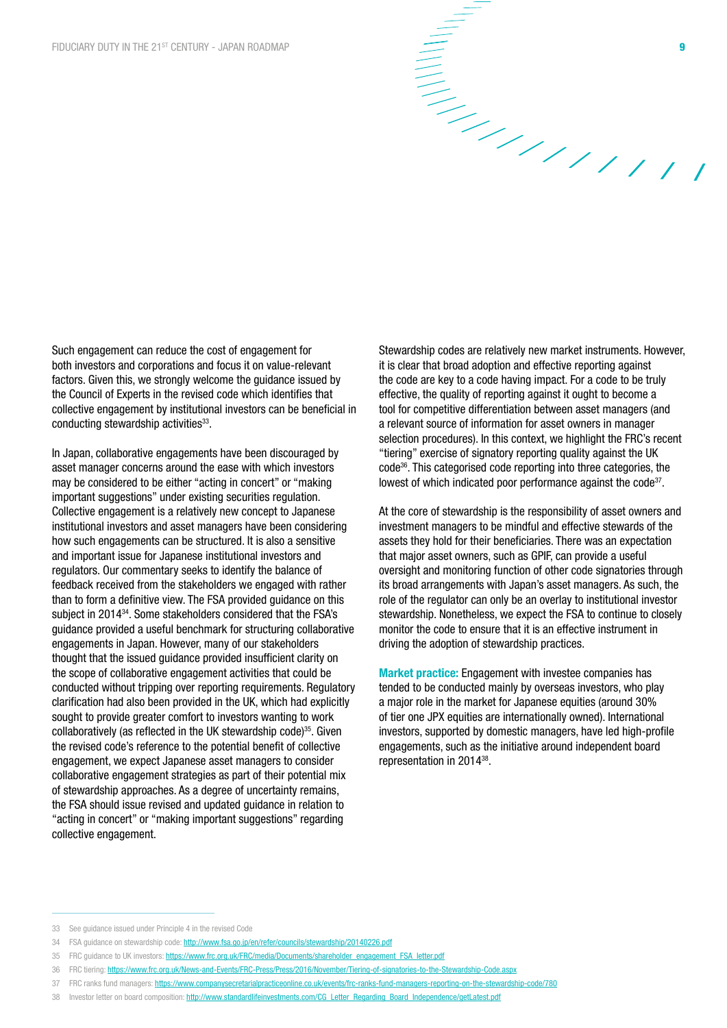Such engagement can reduce the cost of engagement for both investors and corporations and focus it on value-relevant factors. Given this, we strongly welcome the guidance issued by the Council of Experts in the revised code which identifies that collective engagement by institutional investors can be beneficial in conducting stewardship activities[33].

In Japan, collaborative engagements have been discouraged by asset manager concerns around the ease with which investors may be considered to be either "acting in concert" or "making important suggestions" under existing securities regulation. Collective engagement is a relatively new concept to Japanese institutional investors and asset managers have been considering how such engagements can be structured. It is also a sensitive and important issue for Japanese institutional investors and regulators. Our commentary seeks to identify the balance of feedback received from the stakeholders we engaged with rather than to form a definitive view. The FSA provided guidance on this subject in 2014[34]. Some stakeholders considered that the FSA's guidance provided a useful benchmark for structuring collaborative engagements in Japan. However, many of our stakeholders thought that the issued guidance provided insufficient clarity on the scope of collaborative engagement activities that could be conducted without tripping over reporting requirements. Regulatory clarification had also been provided in the UK, which had explicitly sought to provide greater comfort to investors wanting to work collaboratively (as reflected in the UK stewardship code)[35]. Given the revised code's reference to the potential benefit of collective engagement, we expect Japanese asset managers to consider collaborative engagement strategies as part of their potential mix of stewardship approaches. As a degree of uncertainty remains, the FSA should issue revised and updated guidance in relation to "acting in concert" or "making important suggestions" regarding collective engagement.

Stewardship codes are relatively new market instruments. However, it is clear that broad adoption and effective reporting against the code are key to a code having impact. For a code to be truly effective, the quality of reporting against it ought to become a tool for competitive differentiation between asset managers (and a relevant source of information for asset owners in manager selection procedures). In this context, we highlight the FRC's recent "tiering" exercise of signatory reporting quality against the UK code[36]. This categorised code reporting into three categories, the lowest of which indicated poor performance against the code[37].

At the core of stewardship is the responsibility of asset owners and investment managers to be mindful and effective stewards of the assets they hold for their beneficiaries. There was an expectation that major asset owners, such as GPIF, can provide a useful oversight and monitoring function of other code signatories through its broad arrangements with Japan's asset managers. As such, the role of the regulator can only be an overlay to institutional investor stewardship. Nonetheless, we expect the FSA to continue to closely monitor the code to ensure that it is an effective instrument in driving the adoption of stewardship practices.

**Market practice:** Engagement with investee companies has tended to be conducted mainly by overseas investors, who play a major role in the market for Japanese equities (around 30% of tier one JPX equities are internationally owned). International investors, supported by domestic managers, have led high-profile engagements, such as the initiative around independent board representation in 2014[38].

---

33 See guidance issued under Principle 4 in the revised Code

34 FSA guidance on stewardship code: http://www.fsa.go.jp/en/refer/councils/stewardship/20140226.pdf

35 FRC guidance to UK investors: https://www.frc.org.uk/FRC/media/Documents/shareholder_engagement_FSA_letter.pdf

36 FRC tiering: https://www.frc.org.uk/News-and-Events/FRC-Press/Press/2016/November/Tiering-of-signatories-to-the-Stewardship-Code.aspx

37 FRC ranks fund managers: https://www.companysecretarialpracticeonline.co.uk/events/frc-ranks-fund-managers-reporting-on-the-stewardship-code/780

38 Investor letter on board composition: http://www.standardlifeinvestments.com/CG_Letter_Regarding_Board_Independence/getLatest.pdf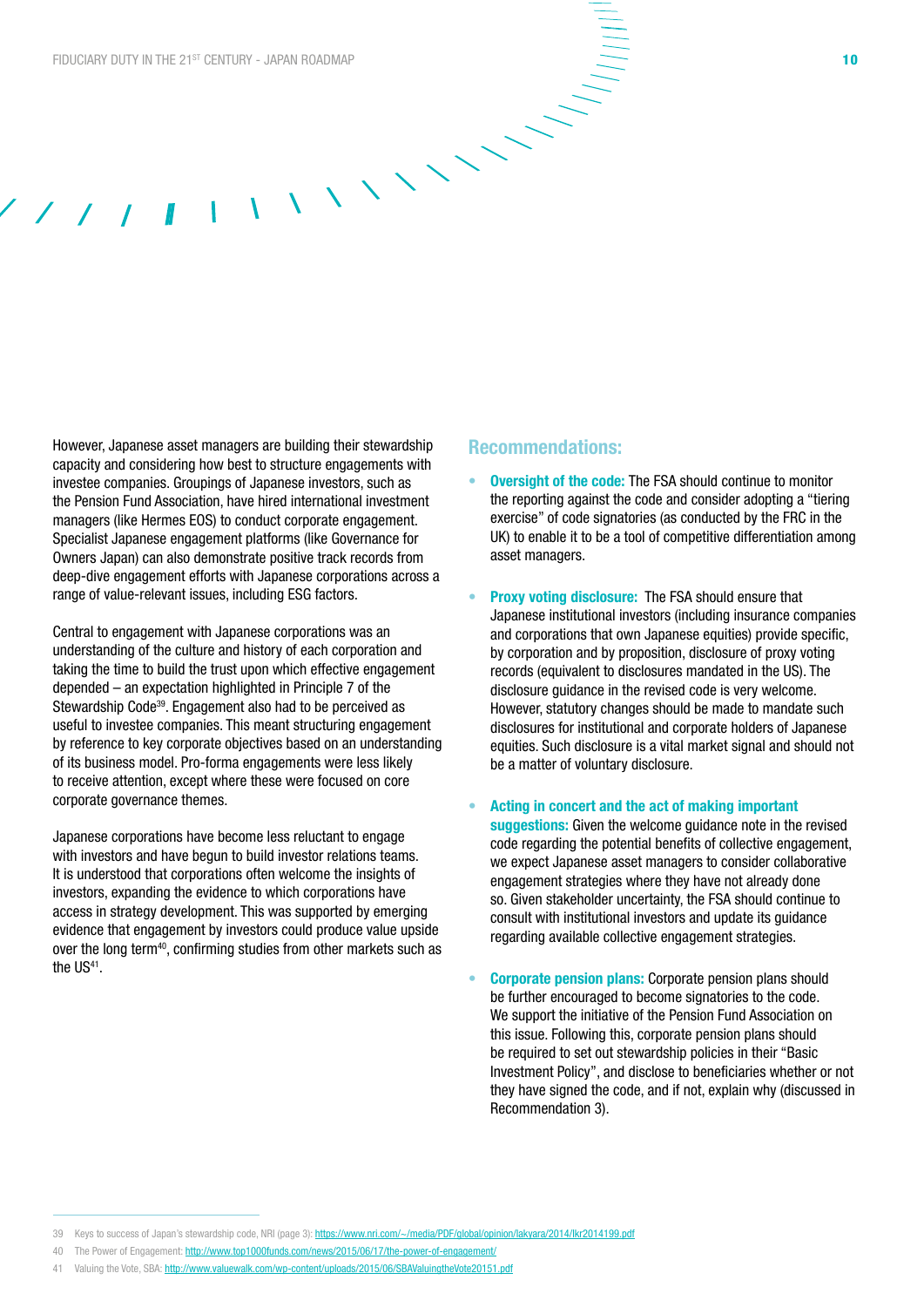However, Japanese asset managers are building their stewardship capacity and considering how best to structure engagements with investee companies. Groupings of Japanese investors, such as the Pension Fund Association, have hired international investment managers (like Hermes EOS) to conduct corporate engagement. Specialist Japanese engagement platforms (like Governance for Owners Japan) can also demonstrate positive track records from deep-dive engagement efforts with Japanese corporations across a range of value-relevant issues, including ESG factors.

Central to engagement with Japanese corporations was an understanding of the culture and history of each corporation and taking the time to build the trust upon which effective engagement depended – an expectation highlighted in Principle 7 of the Stewardship Code[39]. Engagement also had to be perceived as useful to investee companies. This meant structuring engagement by reference to key corporate objectives based on an understanding of its business model. Pro-forma engagements were less likely to receive attention, except where these were focused on core corporate governance themes.

Japanese corporations have become less reluctant to engage with investors and have begun to build investor relations teams. It is understood that corporations often welcome the insights of investors, expanding the evidence to which corporations have access in strategy development. This was supported by emerging evidence that engagement by investors could produce value upside over the long term[40], confirming studies from other markets such as the US[41].

## Recommendations:

- **Oversight of the code:** The FSA should continue to monitor the reporting against the code and consider adopting a "tiering exercise" of code signatories (as conducted by the FRC in the UK) to enable it to be a tool of competitive differentiation among asset managers.

- **Proxy voting disclosure:** The FSA should ensure that Japanese institutional investors (including insurance companies and corporations that own Japanese equities) provide specific, by corporation and by proposition, disclosure of proxy voting records (equivalent to disclosures mandated in the US). The disclosure guidance in the revised code is very welcome. However, statutory changes should be made to mandate such disclosures for institutional and corporate holders of Japanese equities. Such disclosure is a vital market signal and should not be a matter of voluntary disclosure.

- **Acting in concert and the act of making important suggestions:** Given the welcome guidance note in the revised code regarding the potential benefits of collective engagement, we expect Japanese asset managers to consider collaborative engagement strategies where they have not already done so. Given stakeholder uncertainty, the FSA should continue to consult with institutional investors and update its guidance regarding available collective engagement strategies.

- **Corporate pension plans:** Corporate pension plans should be further encouraged to become signatories to the code. We support the initiative of the Pension Fund Association on this issue. Following this, corporate pension plans should be required to set out stewardship policies in their "Basic Investment Policy", and disclose to beneficiaries whether or not they have signed the code, and if not, explain why (discussed in Recommendation 3).

---

39 Keys to success of Japan's stewardship code, NRI (page 3): https://www.nri.com/~/media/PDF/global/opinion/lakyara/2014/lkr2014199.pdf

40 The Power of Engagement: http://www.top1000funds.com/news/2015/06/17/the-power-of-engagement/

41 Valuing the Vote, SBA: http://www.valuewalk.com/wp-content/uploads/2015/06/SBAValuingtheVote20151.pdf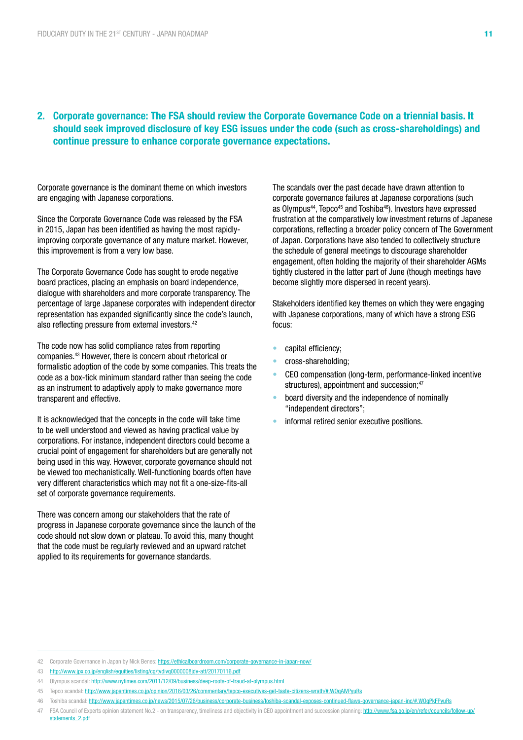## 2. Corporate governance: The FSA should review the Corporate Governance Code on a triennial basis. It should seek improved disclosure of key ESG issues under the code (such as cross-shareholdings) and continue pressure to enhance corporate governance expectations.

Corporate governance is the dominant theme on which investors are engaging with Japanese corporations.

Since the Corporate Governance Code was released by the FSA in 2015, Japan has been identified as having the most rapidly-improving corporate governance of any mature market. However, this improvement is from a very low base.

The Corporate Governance Code has sought to erode negative board practices, placing an emphasis on board independence, dialogue with shareholders and more corporate transparency. The percentage of large Japanese corporates with independent director representation has expanded significantly since the code's launch, also reflecting pressure from external investors.[42]

The code now has solid compliance rates from reporting companies.[43] However, there is concern about rhetorical or formalistic adoption of the code by some companies. This treats the code as a box-tick minimum standard rather than seeing the code as an instrument to adaptively apply to make governance more transparent and effective.

It is acknowledged that the concepts in the code will take time to be well understood and viewed as having practical value by corporations. For instance, independent directors could become a crucial point of engagement for shareholders but are generally not being used in this way. However, corporate governance should not be viewed too mechanistically. Well-functioning boards often have very different characteristics which may not fit a one-size-fits-all set of corporate governance requirements.

There was concern among our stakeholders that the rate of progress in Japanese corporate governance since the launch of the code should not slow down or plateau. To avoid this, many thought that the code must be regularly reviewed and an upward ratchet applied to its requirements for governance standards.

The scandals over the past decade have drawn attention to corporate governance failures at Japanese corporations (such as Olympus[44], Tepco[45] and Toshiba[46]). Investors have expressed frustration at the comparatively low investment returns of Japanese corporations, reflecting a broader policy concern of The Government of Japan. Corporations have also tended to collectively structure the schedule of general meetings to discourage shareholder engagement, often holding the majority of their shareholder AGMs tightly clustered in the latter part of June (though meetings have become slightly more dispersed in recent years).

Stakeholders identified key themes on which they were engaging with Japanese corporations, many of which have a strong ESG focus:

- capital efficiency;
- cross-shareholding;
- CEO compensation (long-term, performance-linked incentive structures), appointment and succession;[47]
- board diversity and the independence of nominally "independent directors";
- informal retired senior executive positions.

---

42 Corporate Governance in Japan by Nick Benes: https://ethicalboardroom.com/corporate-governance-in-japan-now/

43 http://www.jpx.co.jp/english/equities/listing/cg/tvdivq0000008jdy-att/20170116.pdf

44 Olympus scandal: http://www.nytimes.com/2011/12/09/business/deep-roots-of-fraud-at-olympus.html

45 Tepco scandal: http://www.japantimes.co.jp/opinion/2016/03/26/commentary/tepco-executives-get-taste-citizens-wrath/#.WOgAlVPyuRs

46 Toshiba scandal: http://www.japantimes.co.jp/news/2015/07/26/business/corporate-business/toshiba-scandal-exposes-continued-flaws-governance-japan-inc/#.WOgPkFPyuRs

47 FSA Council of Experts opinion statement No.2 - on transparency, timeliness and objectivity in CEO appointment and succession planning: http://www.fsa.go.jp/en/refer/councils/follow-up/statements_2.pdf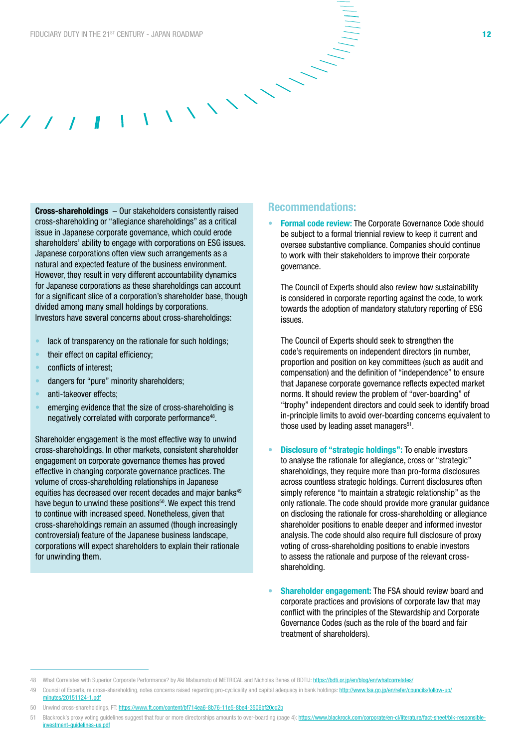**Cross-shareholdings** – Our stakeholders consistently raised cross-shareholding or "allegiance shareholdings" as a critical issue in Japanese corporate governance, which could erode shareholders' ability to engage with corporations on ESG issues. Japanese corporations often view such arrangements as a natural and expected feature of the business environment. However, they result in very different accountability dynamics for Japanese corporations as these shareholdings can account for a significant slice of a corporation's shareholder base, though divided among many small holdings by corporations. Investors have several concerns about cross-shareholdings:

- lack of transparency on the rationale for such holdings;
- their effect on capital efficiency;
- conflicts of interest;
- dangers for "pure" minority shareholders;
- anti-takeover effects;
- emerging evidence that the size of cross-shareholding is negatively correlated with corporate performance[48].

Shareholder engagement is the most effective way to unwind cross-shareholdings. In other markets, consistent shareholder engagement on corporate governance themes has proved effective in changing corporate governance practices. The volume of cross-shareholding relationships in Japanese equities has decreased over recent decades and major banks[49] have begun to unwind these positions[50]. We expect this trend to continue with increased speed. Nonetheless, given that cross-shareholdings remain an assumed (though increasingly controversial) feature of the Japanese business landscape, corporations will expect shareholders to explain their rationale for unwinding them.

## Recommendations:

- **Formal code review:** The Corporate Governance Code should be subject to a formal triennial review to keep it current and oversee substantive compliance. Companies should continue to work with their stakeholders to improve their corporate governance.

  The Council of Experts should also review how sustainability is considered in corporate reporting against the code, to work towards the adoption of mandatory statutory reporting of ESG issues.

  The Council of Experts should seek to strengthen the code's requirements on independent directors (in number, proportion and position on key committees (such as audit and compensation) and the definition of "independence" to ensure that Japanese corporate governance reflects expected market norms. It should review the problem of "over-boarding" of "trophy" independent directors and could seek to identify broad in-principle limits to avoid over-boarding concerns equivalent to those used by leading asset managers[51].

- **Disclosure of "strategic holdings":** To enable investors to analyse the rationale for allegiance, cross or "strategic" shareholdings, they require more than pro-forma disclosures across countless strategic holdings. Current disclosures often simply reference "to maintain a strategic relationship" as the only rationale. The code should provide more granular guidance on disclosing the rationale for cross-shareholding or allegiance shareholder positions to enable deeper and informed investor analysis. The code should also require full disclosure of proxy voting of cross-shareholding positions to enable investors to assess the rationale and purpose of the relevant cross-shareholding.

- **Shareholder engagement:** The FSA should review board and corporate practices and provisions of corporate law that may conflict with the principles of the Stewardship and Corporate Governance Codes (such as the role of the board and fair treatment of shareholders).

---

48 What Correlates with Superior Corporate Performance? by Aki Matsumoto of METRICAL and Nicholas Benes of BDTIJ: https://bdti.or.jp/en/blog/en/whatcorrelates/

49 Council of Experts, re cross-shareholding, notes concerns raised regarding pro-cyclicality and capital adequacy in bank holdings: http://www.fsa.go.jp/en/refer/councils/follow-up/minutes/20151124-1.pdf

50 Unwind cross-shareholdings, FT: https://www.ft.com/content/bf714ea6-8b76-11e5-8be4-3506bf20cc2b

51 Blackrock's proxy voting guidelines suggest that four or more directorships amounts to over-boarding (page 4): https://www.blackrock.com/corporate/en-cl/literature/fact-sheet/blk-responsible-investment-guidelines-us.pdf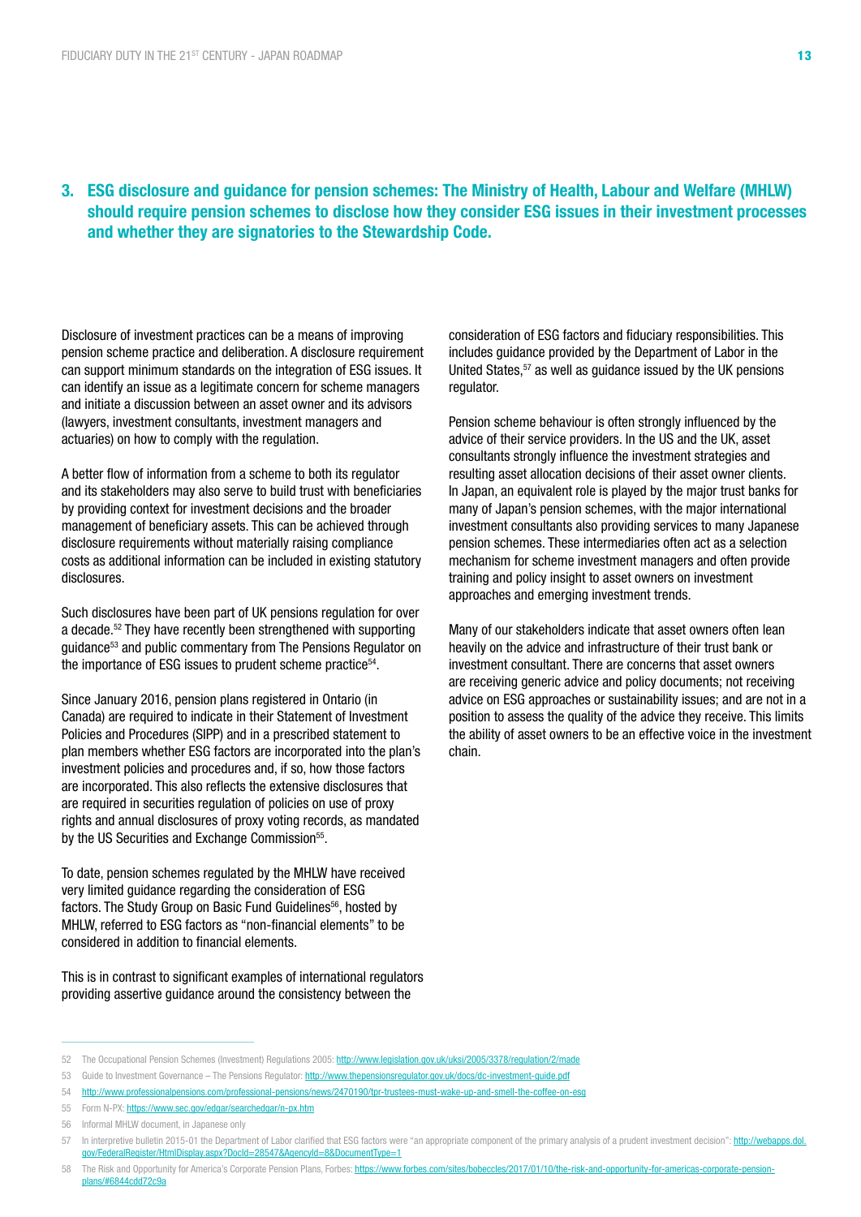## 3. ESG disclosure and guidance for pension schemes: The Ministry of Health, Labour and Welfare (MHLW) should require pension schemes to disclose how they consider ESG issues in their investment processes and whether they are signatories to the Stewardship Code.

Disclosure of investment practices can be a means of improving pension scheme practice and deliberation. A disclosure requirement can support minimum standards on the integration of ESG issues. It can identify an issue as a legitimate concern for scheme managers and initiate a discussion between an asset owner and its advisors (lawyers, investment consultants, investment managers and actuaries) on how to comply with the regulation.

A better flow of information from a scheme to both its regulator and its stakeholders may also serve to build trust with beneficiaries by providing context for investment decisions and the broader management of beneficiary assets. This can be achieved through disclosure requirements without materially raising compliance costs as additional information can be included in existing statutory disclosures.

Such disclosures have been part of UK pensions regulation for over a decade.[52] They have recently been strengthened with supporting guidance[53] and public commentary from The Pensions Regulator on the importance of ESG issues to prudent scheme practice[54].

Since January 2016, pension plans registered in Ontario (in Canada) are required to indicate in their Statement of Investment Policies and Procedures (SIPP) and in a prescribed statement to plan members whether ESG factors are incorporated into the plan's investment policies and procedures and, if so, how those factors are incorporated. This also reflects the extensive disclosures that are required in securities regulation of policies on use of proxy rights and annual disclosures of proxy voting records, as mandated by the US Securities and Exchange Commission[55].

To date, pension schemes regulated by the MHLW have received very limited guidance regarding the consideration of ESG factors. The Study Group on Basic Fund Guidelines[56], hosted by MHLW, referred to ESG factors as "non-financial elements" to be considered in addition to financial elements.

This is in contrast to significant examples of international regulators providing assertive guidance around the consistency between the consideration of ESG factors and fiduciary responsibilities. This includes guidance provided by the Department of Labor in the United States,[57] as well as guidance issued by the UK pensions regulator.

Pension scheme behaviour is often strongly influenced by the advice of their service providers. In the US and the UK, asset consultants strongly influence the investment strategies and resulting asset allocation decisions of their asset owner clients. In Japan, an equivalent role is played by the major trust banks for many of Japan's pension schemes, with the major international investment consultants also providing services to many Japanese pension schemes. These intermediaries often act as a selection mechanism for scheme investment managers and often provide training and policy insight to asset owners on investment approaches and emerging investment trends.

Many of our stakeholders indicate that asset owners often lean heavily on the advice and infrastructure of their trust bank or investment consultant. There are concerns that asset owners are receiving generic advice and policy documents; not receiving advice on ESG approaches or sustainability issues; and are not in a position to assess the quality of the advice they receive. This limits the ability of asset owners to be an effective voice in the investment chain.

---

52 The Occupational Pension Schemes (Investment) Regulations 2005: http://www.legislation.gov.uk/uksi/2005/3378/regulation/2/made

53 Guide to Investment Governance – The Pensions Regulator: http://www.thepensionsregulator.gov.uk/docs/dc-investment-guide.pdf

54 http://www.professionalpensions.com/professional-pensions/news/2470190/tpr-trustees-must-wake-up-and-smell-the-coffee-on-esg

55 Form N-PX: https://www.sec.gov/edgar/searchedgar/n-px.htm

56 Informal MHLW document, in Japanese only

57 In interpretive bulletin 2015-01 the Department of Labor clarified that ESG factors were "an appropriate component of the primary analysis of a prudent investment decision": http://webapps.dol.gov/FederalRegister/HtmlDisplay.aspx?DocId=28547&AgencyId=8&DocumentType=1

58 The Risk and Opportunity for America's Corporate Pension Plans, Forbes: https://www.forbes.com/sites/bobeccles/2017/01/10/the-risk-and-opportunity-for-americas-corporate-pension-plans/#6844cdd72c9a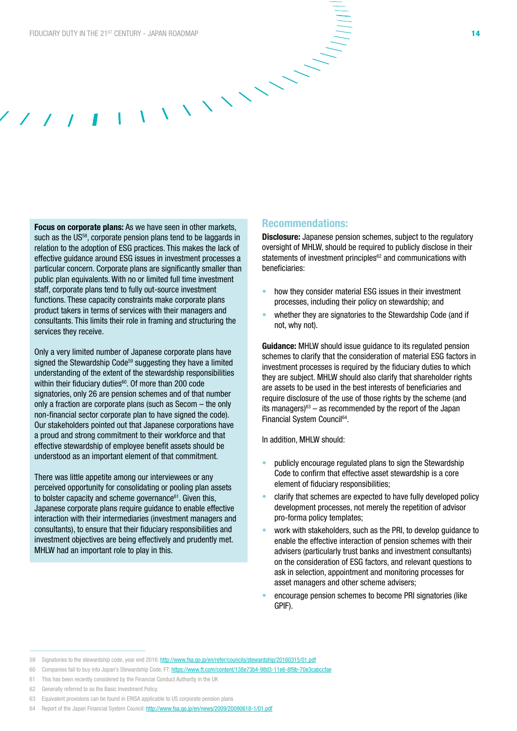**Focus on corporate plans:** As we have seen in other markets, such as the US[58], corporate pension plans tend to be laggards in relation to the adoption of ESG practices. This makes the lack of effective guidance around ESG issues in investment processes a particular concern. Corporate plans are significantly smaller than public plan equivalents. With no or limited full time investment staff, corporate plans tend to fully out-source investment functions. These capacity constraints make corporate plans product takers in terms of services with their managers and consultants. This limits their role in framing and structuring the services they receive.

Only a very limited number of Japanese corporate plans have signed the Stewardship Code[59] suggesting they have a limited understanding of the extent of the stewardship responsibilities within their fiduciary duties[60]. Of more than 200 code signatories, only 26 are pension schemes and of that number only a fraction are corporate plans (such as Secom – the only non-financial sector corporate plan to have signed the code). Our stakeholders pointed out that Japanese corporations have a proud and strong commitment to their workforce and that effective stewardship of employee benefit assets should be understood as an important element of that commitment.

There was little appetite among our interviewees or any perceived opportunity for consolidating or pooling plan assets to bolster capacity and scheme governance[61]. Given this, Japanese corporate plans require guidance to enable effective interaction with their intermediaries (investment managers and consultants), to ensure that their fiduciary responsibilities and investment objectives are being effectively and prudently met. MHLW had an important role to play in this.

## Recommendations:

**Disclosure:** Japanese pension schemes, subject to the regulatory oversight of MHLW, should be required to publicly disclose in their statements of investment principles[62] and communications with beneficiaries:

- how they consider material ESG issues in their investment processes, including their policy on stewardship; and
- whether they are signatories to the Stewardship Code (and if not, why not).

**Guidance:** MHLW should issue guidance to its regulated pension schemes to clarify that the consideration of material ESG factors in investment processes is required by the fiduciary duties to which they are subject. MHLW should also clarify that shareholder rights are assets to be used in the best interests of beneficiaries and require disclosure of the use of those rights by the scheme (and its managers)[63] – as recommended by the report of the Japan Financial System Council[64].

In addition, MHLW should:

- publicly encourage regulated plans to sign the Stewardship Code to confirm that effective asset stewardship is a core element of fiduciary responsibilities;
- clarify that schemes are expected to have fully developed policy development processes, not merely the repetition of advisor pro-forma policy templates;
- work with stakeholders, such as the PRI, to develop guidance to enable the effective interaction of pension schemes with their advisers (particularly trust banks and investment consultants) on the consideration of ESG factors, and relevant questions to ask in selection, appointment and monitoring processes for asset managers and other scheme advisers;
- encourage pension schemes to become PRI signatories (like GPIF).

---

59 Signatories to the stewardship code, year end 2016: http://www.fsa.go.jp/en/refer/councils/stewardship/20160315/01.pdf

60 Companies fail to buy into Japan's Stewardship Code, FT: https://www.ft.com/content/138e73b4-98d3-11e6-8f9b-70e3cabccfae

61 This has been recently considered by the Financial Conduct Authority in the UK

62 Generally referred to as the Basic Investment Policy.

63 Equivalent provisions can be found in ERISA applicable to US corporate pension plans

64 Report of the Japan Financial System Council: http://www.fsa.go.jp/en/news/2009/20090618-1/01.pdf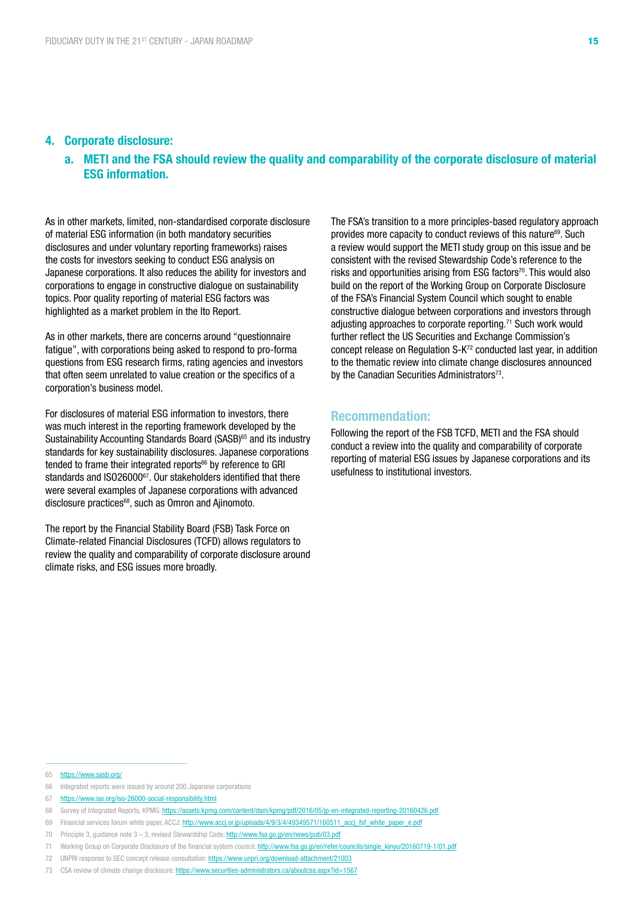## 4. Corporate disclosure:

### a. METI and the FSA should review the quality and comparability of the corporate disclosure of material ESG information.

As in other markets, limited, non-standardised corporate disclosure of material ESG information (in both mandatory securities disclosures and under voluntary reporting frameworks) raises the costs for investors seeking to conduct ESG analysis on Japanese corporations. It also reduces the ability for investors and corporations to engage in constructive dialogue on sustainability topics. Poor quality reporting of material ESG factors was highlighted as a market problem in the Ito Report.

As in other markets, there are concerns around "questionnaire fatigue", with corporations being asked to respond to pro-forma questions from ESG research firms, rating agencies and investors that often seem unrelated to value creation or the specifics of a corporation's business model.

For disclosures of material ESG information to investors, there was much interest in the reporting framework developed by the Sustainability Accounting Standards Board (SASB)[65] and its industry standards for key sustainability disclosures. Japanese corporations tended to frame their integrated reports[66] by reference to GRI standards and ISO26000[67]. Our stakeholders identified that there were several examples of Japanese corporations with advanced disclosure practices[68], such as Omron and Ajinomoto.

The report by the Financial Stability Board (FSB) Task Force on Climate-related Financial Disclosures (TCFD) allows regulators to review the quality and comparability of corporate disclosure around climate risks, and ESG issues more broadly.

The FSA's transition to a more principles-based regulatory approach provides more capacity to conduct reviews of this nature[69]. Such a review would support the METI study group on this issue and be consistent with the revised Stewardship Code's reference to the risks and opportunities arising from ESG factors[70]. This would also build on the report of the Working Group on Corporate Disclosure of the FSA's Financial System Council which sought to enable constructive dialogue between corporations and investors through adjusting approaches to corporate reporting.[71] Such work would further reflect the US Securities and Exchange Commission's concept release on Regulation S-K[72] conducted last year, in addition to the thematic review into climate change disclosures announced by the Canadian Securities Administrators[73].

### Recommendation:

Following the report of the FSB TCFD, METI and the FSA should conduct a review into the quality and comparability of corporate reporting of material ESG issues by Japanese corporations and its usefulness to institutional investors.

---

65 https://www.sasb.org/

66 Integrated reports were issued by around 200 Japanese corporations

67 https://www.iso.org/iso-26000-social-responsibility.html

68 Survey of Integrated Reports, KPMG: https://assets.kpmg.com/content/dam/kpmg/pdf/2016/05/jp-en-integrated-reporting-20160426.pdf

69 Financial services forum white paper, ACCJ: http://www.accj.or.jp/uploads/4/9/3/4/49349571/160511_accj_fsf_white_paper_e.pdf

70 Principle 3, guidance note 3 – 3, revised Stewardship Code: http://www.fsa.go.jp/en/news/pub/03.pdf

71 Working Group on Corporate Disclosure of the financial system council: http://www.fsa.go.jp/en/refer/councils/singie_kinyu/20160719-1/01.pdf

72 UNPRI response to SEC concept release consultation: https://www.unpri.org/download-attachment/21003

73 CSA review of climate change disclosure: https://www.securities-administrators.ca/aboutcsa.aspx?id=1567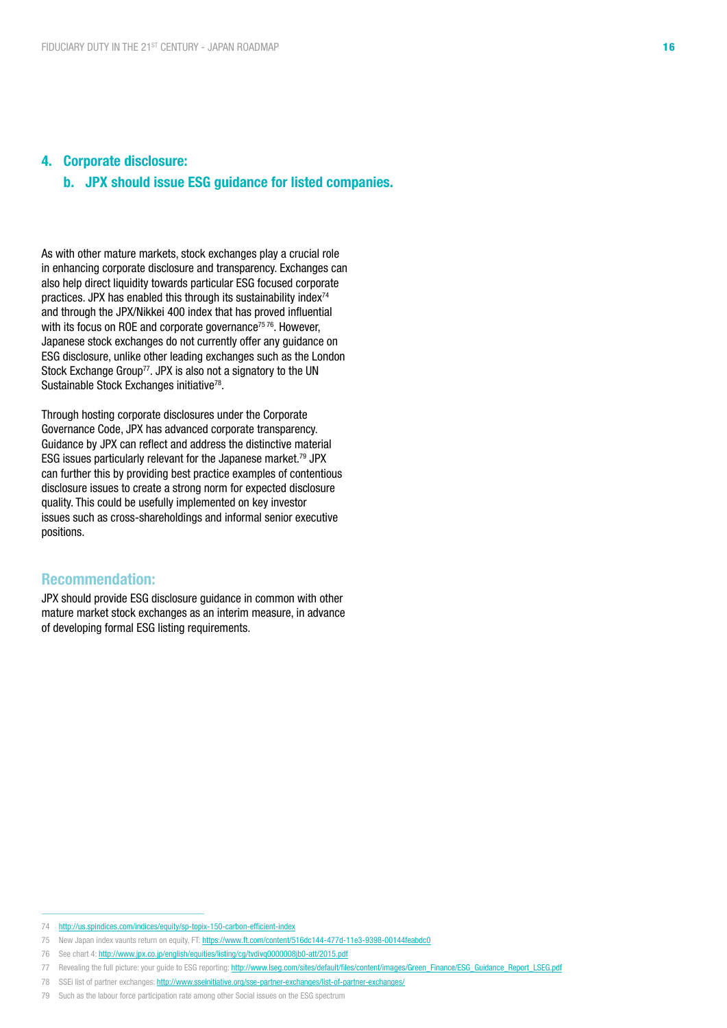## 4. Corporate disclosure:

### b. JPX should issue ESG guidance for listed companies.

As with other mature markets, stock exchanges play a crucial role in enhancing corporate disclosure and transparency. Exchanges can also help direct liquidity towards particular ESG focused corporate practices. JPX has enabled this through its sustainability index[74] and through the JPX/Nikkei 400 index that has proved influential with its focus on ROE and corporate governance[75 76]. However, Japanese stock exchanges do not currently offer any guidance on ESG disclosure, unlike other leading exchanges such as the London Stock Exchange Group[77]. JPX is also not a signatory to the UN Sustainable Stock Exchanges initiative[78].

Through hosting corporate disclosures under the Corporate Governance Code, JPX has advanced corporate transparency. Guidance by JPX can reflect and address the distinctive material ESG issues particularly relevant for the Japanese market.[79] JPX can further this by providing best practice examples of contentious disclosure issues to create a strong norm for expected disclosure quality. This could be usefully implemented on key investor issues such as cross-shareholdings and informal senior executive positions.

### Recommendation:

JPX should provide ESG disclosure guidance in common with other mature market stock exchanges as an interim measure, in advance of developing formal ESG listing requirements.

---

74 http://us.spindices.com/indices/equity/sp-topix-150-carbon-efficient-index

75 New Japan index vaunts return on equity, FT: https://www.ft.com/content/516dc144-477d-11e3-9398-00144feabdc0

76 See chart 4: http://www.jpx.co.jp/english/equities/listing/cg/tvdivq0000008jb0-att/2015.pdf

77 Revealing the full picture: your guide to ESG reporting: http://www.lseg.com/sites/default/files/content/images/Green_Finance/ESG_Guidance_Report_LSEG.pdf

78 SSEi list of partner exchanges: http://www.sseinitiative.org/sse-partner-exchanges/list-of-partner-exchanges/

79 Such as the labour force participation rate among other Social issues on the ESG spectrum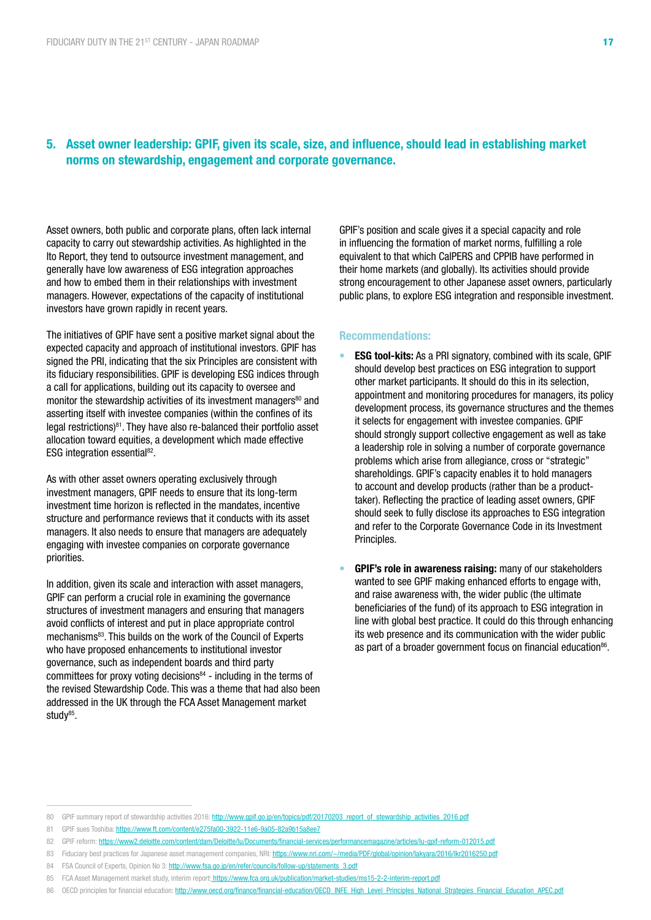## 5. Asset owner leadership: GPIF, given its scale, size, and influence, should lead in establishing market norms on stewardship, engagement and corporate governance.

Asset owners, both public and corporate plans, often lack internal capacity to carry out stewardship activities. As highlighted in the Ito Report, they tend to outsource investment management, and generally have low awareness of ESG integration approaches and how to embed them in their relationships with investment managers. However, expectations of the capacity of institutional investors have grown rapidly in recent years.

The initiatives of GPIF have sent a positive market signal about the expected capacity and approach of institutional investors. GPIF has signed the PRI, indicating that the six Principles are consistent with its fiduciary responsibilities. GPIF is developing ESG indices through a call for applications, building out its capacity to oversee and monitor the stewardship activities of its investment managers[80] and asserting itself with investee companies (within the confines of its legal restrictions)[81]. They have also re-balanced their portfolio asset allocation toward equities, a development which made effective ESG integration essential[82].

As with other asset owners operating exclusively through investment managers, GPIF needs to ensure that its long-term investment time horizon is reflected in the mandates, incentive structure and performance reviews that it conducts with its asset managers. It also needs to ensure that managers are adequately engaging with investee companies on corporate governance priorities.

In addition, given its scale and interaction with asset managers, GPIF can perform a crucial role in examining the governance structures of investment managers and ensuring that managers avoid conflicts of interest and put in place appropriate control mechanisms[83]. This builds on the work of the Council of Experts who have proposed enhancements to institutional investor governance, such as independent boards and third party committees for proxy voting decisions[84] - including in the terms of the revised Stewardship Code. This was a theme that had also been addressed in the UK through the FCA Asset Management market study[85].

GPIF's position and scale gives it a special capacity and role in influencing the formation of market norms, fulfilling a role equivalent to that which CalPERS and CPPIB have performed in their home markets (and globally). Its activities should provide strong encouragement to other Japanese asset owners, particularly public plans, to explore ESG integration and responsible investment.

### Recommendations:

- **ESG tool-kits:** As a PRI signatory, combined with its scale, GPIF should develop best practices on ESG integration to support other market participants. It should do this in its selection, appointment and monitoring procedures for managers, its policy development process, its governance structures and the themes it selects for engagement with investee companies. GPIF should strongly support collective engagement as well as take a leadership role in solving a number of corporate governance problems which arise from allegiance, cross or "strategic" shareholdings. GPIF's capacity enables it to hold managers to account and develop products (rather than be a product-taker). Reflecting the practice of leading asset owners, GPIF should seek to fully disclose its approaches to ESG integration and refer to the Corporate Governance Code in its Investment Principles.
- **GPIF's role in awareness raising:** many of our stakeholders wanted to see GPIF making enhanced efforts to engage with, and raise awareness with, the wider public (the ultimate beneficiaries of the fund) of its approach to ESG integration in line with global best practice. It could do this through enhancing its web presence and its communication with the wider public as part of a broader government focus on financial education[86].

---

80 GPIF summary report of stewardship activities 2016: http://www.gpif.go.jp/en/topics/pdf/20170203_report_of_stewardship_activities_2016.pdf

81 GPIF sues Toshiba: https://www.ft.com/content/e275fa00-3922-11e6-9a05-82a9b15a8ee7

82 GPIF reform: https://www2.deloitte.com/content/dam/Deloitte/lu/Documents/financial-services/performancemagazine/articles/lu-gpif-reform-012015.pdf

83 Fiduciary best practices for Japanese asset management companies, NRI: https://www.nri.com/~/media/PDF/global/opinion/lakyara/2016/lkr2016250.pdf

84 FSA Council of Experts, Opinion No 3: http://www.fsa.go.jp/en/refer/councils/follow-up/statements_3.pdf

85 FCA Asset Management market study, interim report: https://www.fca.org.uk/publication/market-studies/ms15-2-2-interim-report.pdf

86 OECD principles for financial education: http://www.oecd.org/finance/financial-education/OECD_INFE_High_Level_Principles_National_Strategies_Financial_Education_APEC.pdf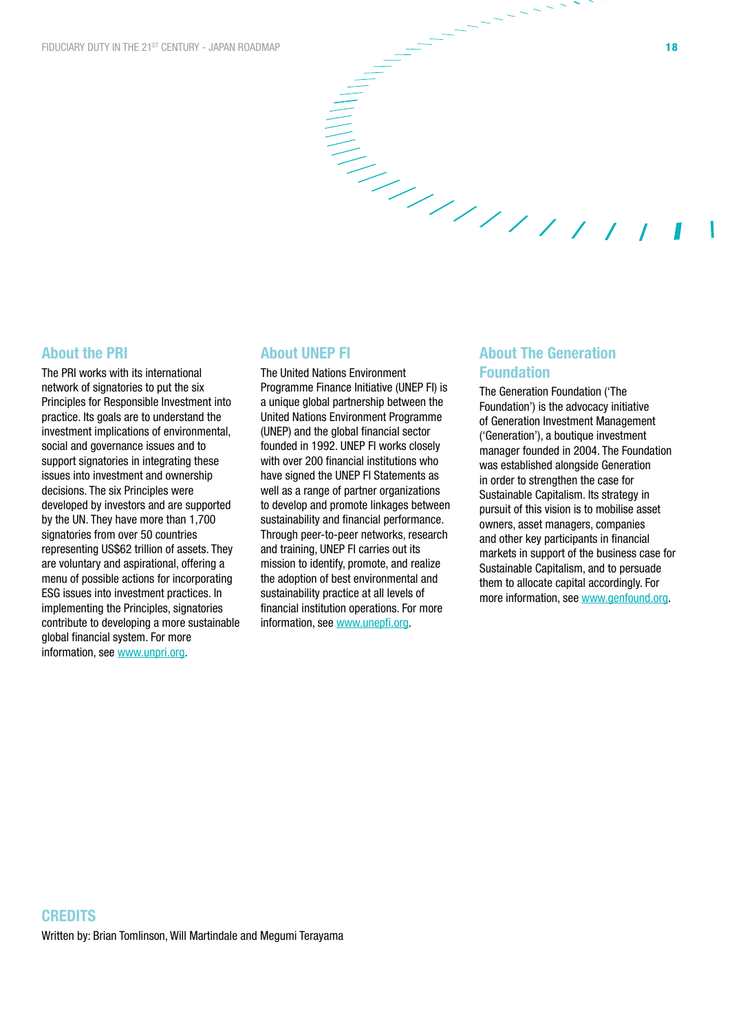## About the PRI

The PRI works with its international network of signatories to put the six Principles for Responsible Investment into practice. Its goals are to understand the investment implications of environmental, social and governance issues and to support signatories in integrating these issues into investment and ownership decisions. The six Principles were developed by investors and are supported by the UN. They have more than 1,700 signatories from over 50 countries representing US$62 trillion of assets. They are voluntary and aspirational, offering a menu of possible actions for incorporating ESG issues into investment practices. In implementing the Principles, signatories contribute to developing a more sustainable global financial system. For more information, see www.unpri.org.

## About UNEP FI

The United Nations Environment Programme Finance Initiative (UNEP FI) is a unique global partnership between the United Nations Environment Programme (UNEP) and the global financial sector founded in 1992. UNEP FI works closely with over 200 financial institutions who have signed the UNEP FI Statements as well as a range of partner organizations to develop and promote linkages between sustainability and financial performance. Through peer-to-peer networks, research and training, UNEP FI carries out its mission to identify, promote, and realize the adoption of best environmental and sustainability practice at all levels of financial institution operations. For more information, see www.unepfi.org.

## About The Generation Foundation

The Generation Foundation ('The Foundation') is the advocacy initiative of Generation Investment Management ('Generation'), a boutique investment manager founded in 2004. The Foundation was established alongside Generation in order to strengthen the case for Sustainable Capitalism. Its strategy in pursuit of this vision is to mobilise asset owners, asset managers, companies and other key participants in financial markets in support of the business case for Sustainable Capitalism, and to persuade them to allocate capital accordingly. For more information, see www.genfound.org.

## CREDITS

Written by: Brian Tomlinson, Will Martindale and Megumi Terayama